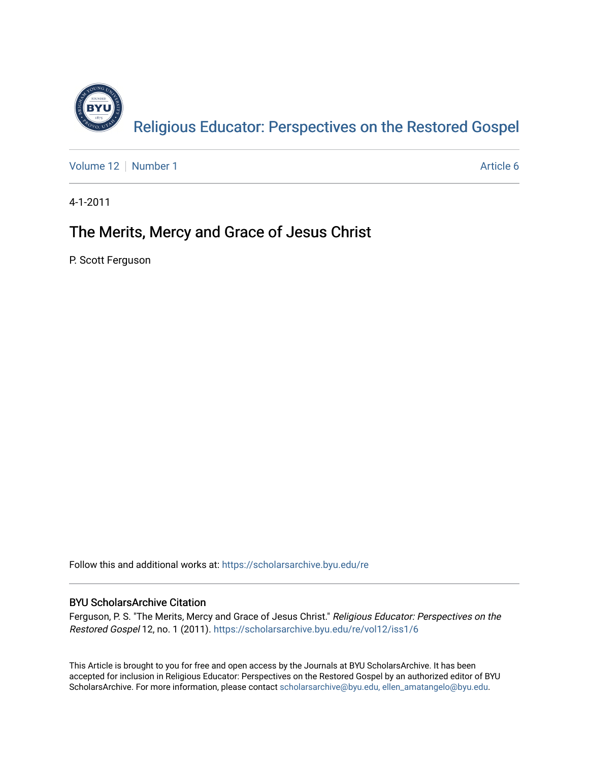Religious Educator: Perspectives on the Restored Gospel

Volume 12 | Number 1 — Article 6

4-1-2011

# The Merits, Mercy and Grace of Jesus Christ

P. Scott Ferguson

Follow this and additional works at: https://scholarsarchive.byu.edu/re

## BYU ScholarsArchive Citation

Ferguson, P. S. "The Merits, Mercy and Grace of Jesus Christ." *Religious Educator: Perspectives on the Restored Gospel* 12, no. 1 (2011). https://scholarsarchive.byu.edu/re/vol12/iss1/6

This Article is brought to you for free and open access by the Journals at BYU ScholarsArchive. It has been accepted for inclusion in Religious Educator: Perspectives on the Restored Gospel by an authorized editor of BYU ScholarsArchive. For more information, please contact scholarsarchive@byu.edu, ellen_amatangelo@byu.edu.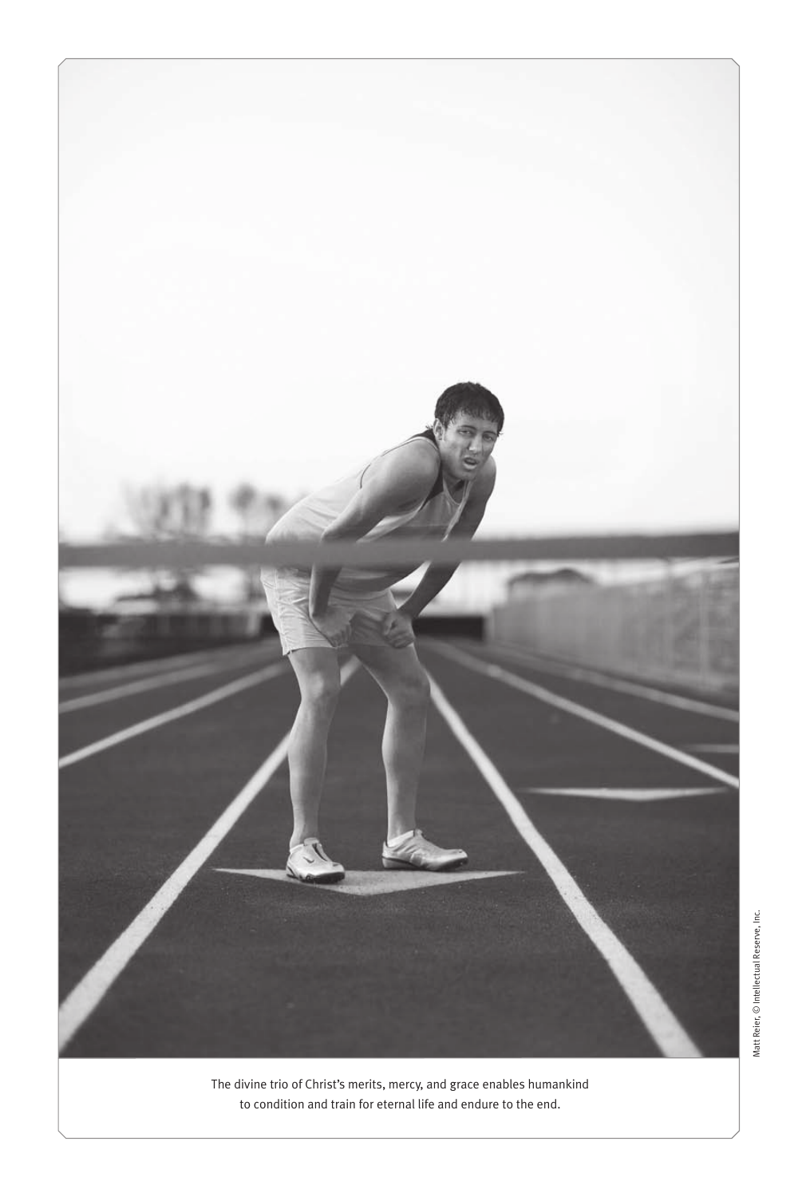The divine trio of Christ's merits, mercy, and grace enables humankind to condition and train for eternal life and endure to the end.

Matt Reier, © Intellectual Reserve, Inc.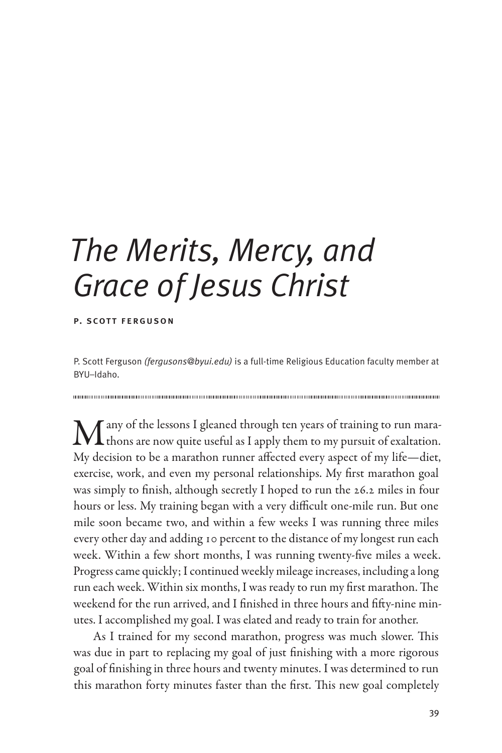# The Merits, Mercy, and Grace of Jesus Christ

**P. Scott Ferguson**

P. Scott Ferguson *(fergusons@byui.edu)* is a full-time Religious Education faculty member at BYU–Idaho.

Many of the lessons I gleaned through ten years of training to run marathons are now quite useful as I apply them to my pursuit of exaltation. My decision to be a marathon runner affected every aspect of my life—diet, exercise, work, and even my personal relationships. My first marathon goal was simply to finish, although secretly I hoped to run the 26.2 miles in four hours or less. My training began with a very difficult one-mile run. But one mile soon became two, and within a few weeks I was running three miles every other day and adding 10 percent to the distance of my longest run each week. Within a few short months, I was running twenty-five miles a week. Progress came quickly; I continued weekly mileage increases, including a long run each week. Within six months, I was ready to run my first marathon. The weekend for the run arrived, and I finished in three hours and fifty-nine minutes. I accomplished my goal. I was elated and ready to train for another.

As I trained for my second marathon, progress was much slower. This was due in part to replacing my goal of just finishing with a more rigorous goal of finishing in three hours and twenty minutes. I was determined to run this marathon forty minutes faster than the first. This new goal completely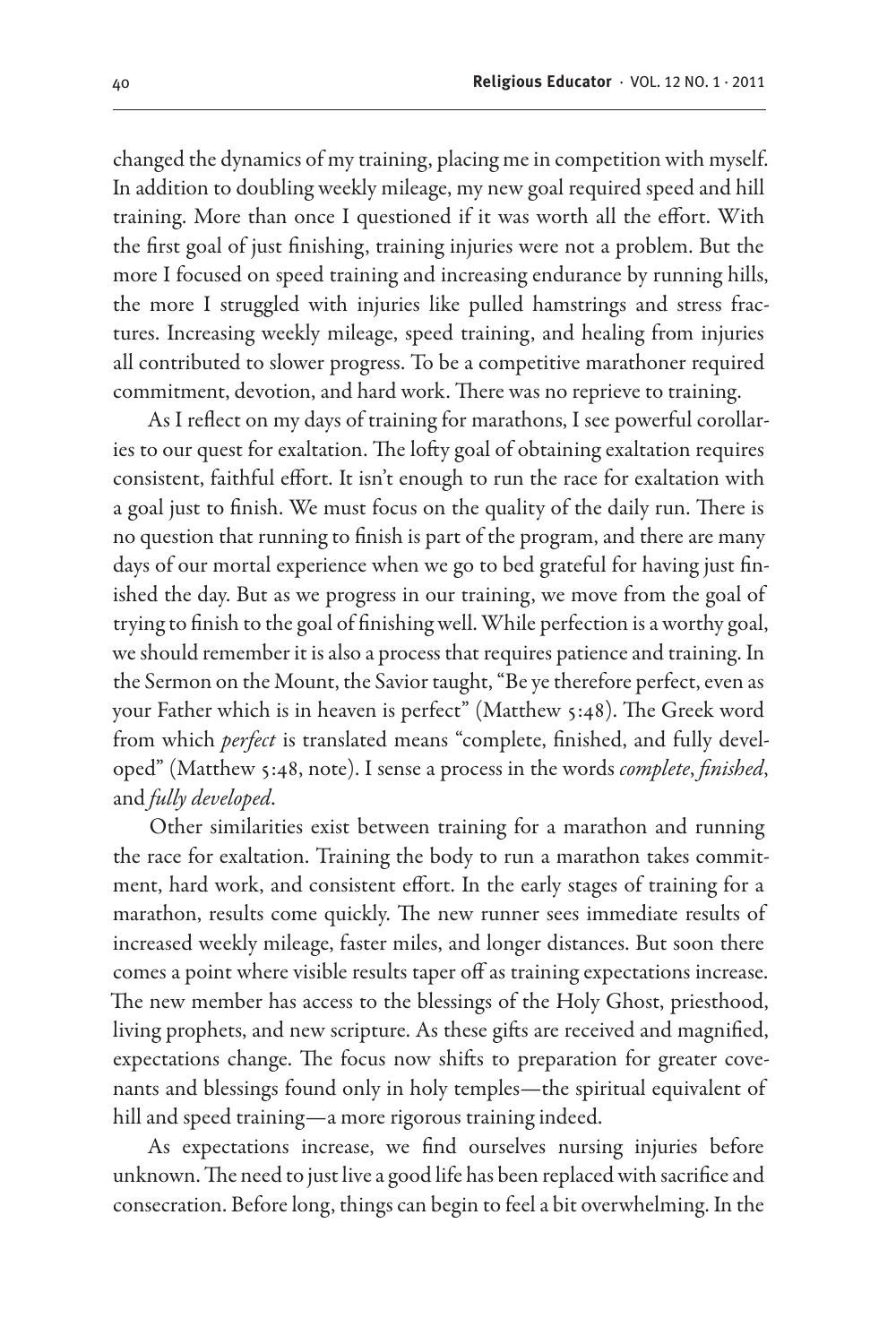changed the dynamics of my training, placing me in competition with myself. In addition to doubling weekly mileage, my new goal required speed and hill training. More than once I questioned if it was worth all the effort. With the first goal of just finishing, training injuries were not a problem. But the more I focused on speed training and increasing endurance by running hills, the more I struggled with injuries like pulled hamstrings and stress fractures. Increasing weekly mileage, speed training, and healing from injuries all contributed to slower progress. To be a competitive marathoner required commitment, devotion, and hard work. There was no reprieve to training.

As I reflect on my days of training for marathons, I see powerful corollaries to our quest for exaltation. The lofty goal of obtaining exaltation requires consistent, faithful effort. It isn't enough to run the race for exaltation with a goal just to finish. We must focus on the quality of the daily run. There is no question that running to finish is part of the program, and there are many days of our mortal experience when we go to bed grateful for having just finished the day. But as we progress in our training, we move from the goal of trying to finish to the goal of finishing well. While perfection is a worthy goal, we should remember it is also a process that requires patience and training. In the Sermon on the Mount, the Savior taught, "Be ye therefore perfect, even as your Father which is in heaven is perfect" (Matthew 5:48). The Greek word from which *perfect* is translated means "complete, finished, and fully developed" (Matthew 5:48, note). I sense a process in the words *complete*, *finished*, and *fully developed*.

Other similarities exist between training for a marathon and running the race for exaltation. Training the body to run a marathon takes commitment, hard work, and consistent effort. In the early stages of training for a marathon, results come quickly. The new runner sees immediate results of increased weekly mileage, faster miles, and longer distances. But soon there comes a point where visible results taper off as training expectations increase. The new member has access to the blessings of the Holy Ghost, priesthood, living prophets, and new scripture. As these gifts are received and magnified, expectations change. The focus now shifts to preparation for greater covenants and blessings found only in holy temples—the spiritual equivalent of hill and speed training—a more rigorous training indeed.

As expectations increase, we find ourselves nursing injuries before unknown. The need to just live a good life has been replaced with sacrifice and consecration. Before long, things can begin to feel a bit overwhelming. In the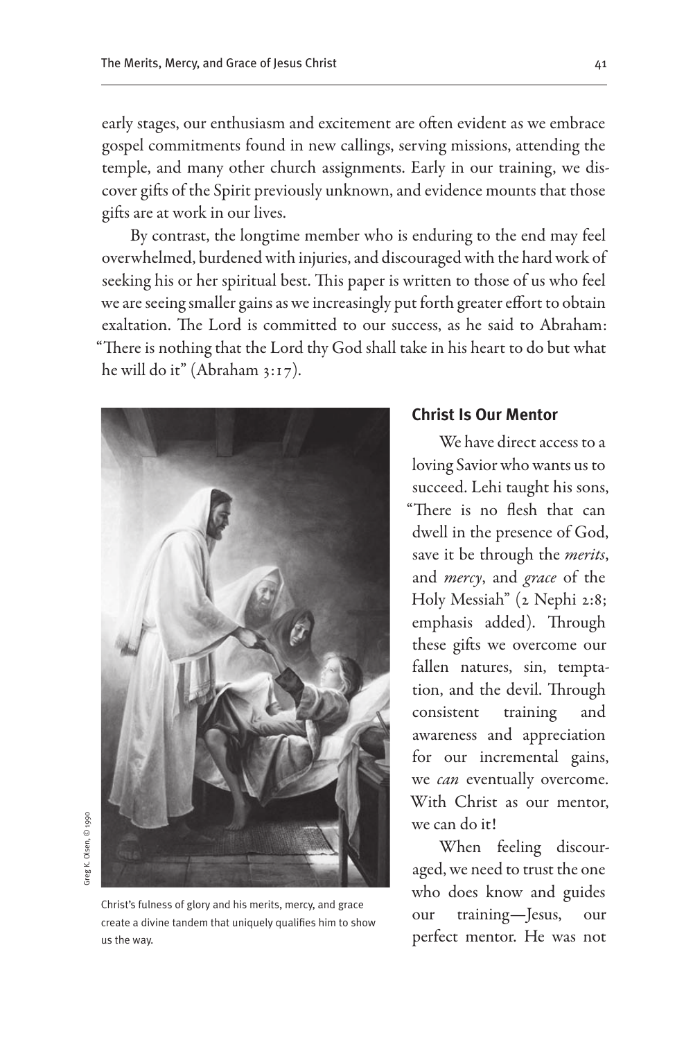early stages, our enthusiasm and excitement are often evident as we embrace gospel commitments found in new callings, serving missions, attending the temple, and many other church assignments. Early in our training, we discover gifts of the Spirit previously unknown, and evidence mounts that those gifts are at work in our lives.

By contrast, the longtime member who is enduring to the end may feel overwhelmed, burdened with injuries, and discouraged with the hard work of seeking his or her spiritual best. This paper is written to those of us who feel we are seeing smaller gains as we increasingly put forth greater effort to obtain exaltation. The Lord is committed to our success, as he said to Abraham: "There is nothing that the Lord thy God shall take in his heart to do but what he will do it" (Abraham 3:17).

Greg K. Olsen, © 1990

Christ's fulness of glory and his merits, mercy, and grace create a divine tandem that uniquely qualifies him to show us the way.

### Christ Is Our Mentor

We have direct access to a loving Savior who wants us to succeed. Lehi taught his sons, "There is no flesh that can dwell in the presence of God, save it be through the *merits*, and *mercy*, and *grace* of the Holy Messiah" (2 Nephi 2:8; emphasis added). Through these gifts we overcome our fallen natures, sin, temptation, and the devil. Through consistent training and awareness and appreciation for our incremental gains, we *can* eventually overcome. With Christ as our mentor, we can do it!

When feeling discouraged, we need to trust the one who does know and guides our training—Jesus, our perfect mentor. He was not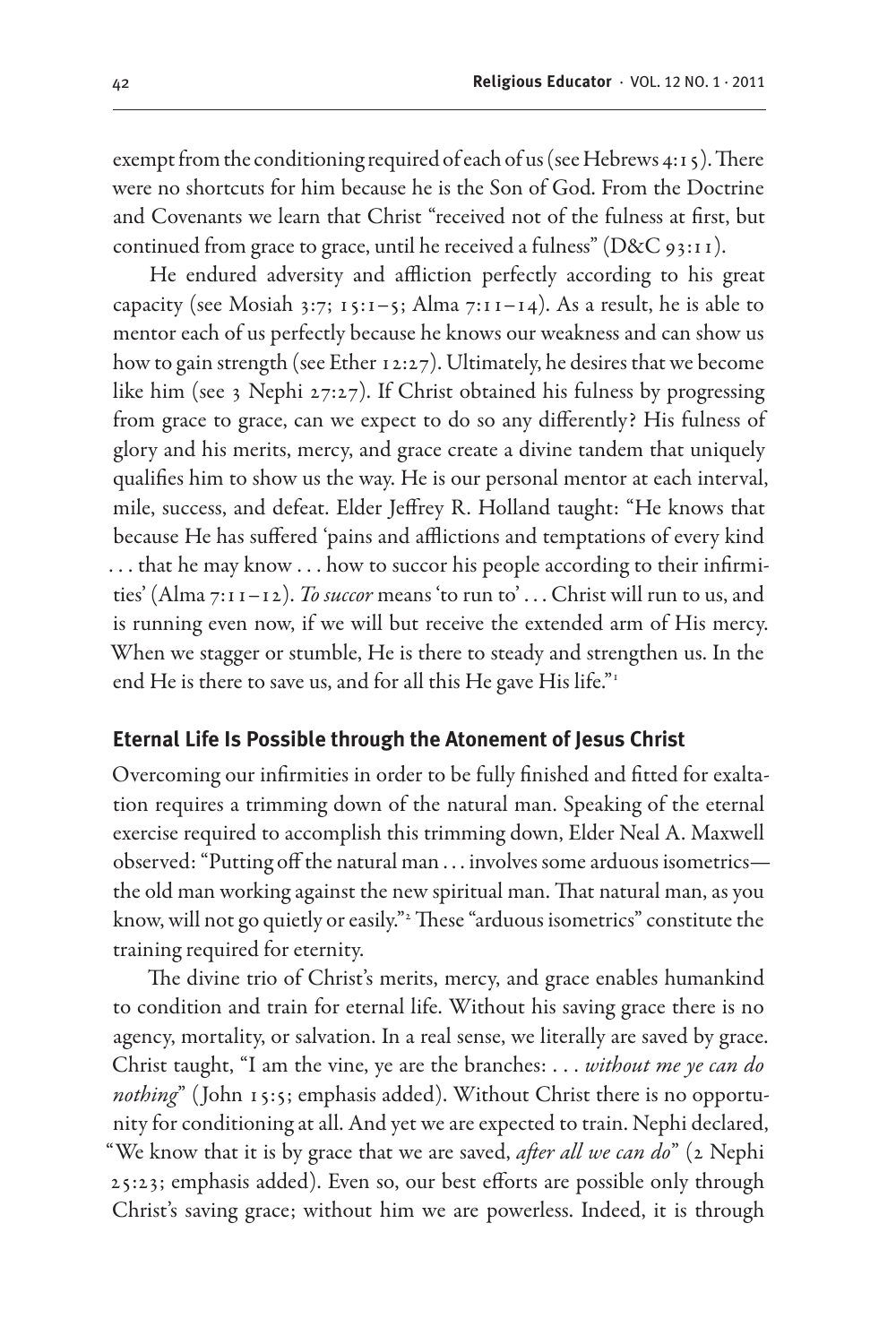exempt from the conditioning required of each of us (see Hebrews 4:15). There were no shortcuts for him because he is the Son of God. From the Doctrine and Covenants we learn that Christ "received not of the fulness at first, but continued from grace to grace, until he received a fulness" (D&C 93:11).

He endured adversity and affliction perfectly according to his great capacity (see Mosiah 3:7; 15:1–5; Alma 7:11–14). As a result, he is able to mentor each of us perfectly because he knows our weakness and can show us how to gain strength (see Ether 12:27). Ultimately, he desires that we become like him (see 3 Nephi 27:27). If Christ obtained his fulness by progressing from grace to grace, can we expect to do so any differently? His fulness of glory and his merits, mercy, and grace create a divine tandem that uniquely qualifies him to show us the way. He is our personal mentor at each interval, mile, success, and defeat. Elder Jeffrey R. Holland taught: "He knows that because He has suffered 'pains and afflictions and temptations of every kind . . . that he may know . . . how to succor his people according to their infirmities' (Alma 7:11–12). *To succor* means 'to run to' . . . Christ will run to us, and is running even now, if we will but receive the extended arm of His mercy. When we stagger or stumble, He is there to steady and strengthen us. In the end He is there to save us, and for all this He gave His life."[1]

## Eternal Life Is Possible through the Atonement of Jesus Christ

Overcoming our infirmities in order to be fully finished and fitted for exaltation requires a trimming down of the natural man. Speaking of the eternal exercise required to accomplish this trimming down, Elder Neal A. Maxwell observed: "Putting off the natural man . . . involves some arduous isometrics—the old man working against the new spiritual man. That natural man, as you know, will not go quietly or easily."[2] These "arduous isometrics" constitute the training required for eternity.

The divine trio of Christ's merits, mercy, and grace enables humankind to condition and train for eternal life. Without his saving grace there is no agency, mortality, or salvation. In a real sense, we literally are saved by grace. Christ taught, "I am the vine, ye are the branches: . . . *without me ye can do nothing*" (John 15:5; emphasis added). Without Christ there is no opportunity for conditioning at all. And yet we are expected to train. Nephi declared, "We know that it is by grace that we are saved, *after all we can do*" (2 Nephi 25:23; emphasis added). Even so, our best efforts are possible only through Christ's saving grace; without him we are powerless. Indeed, it is through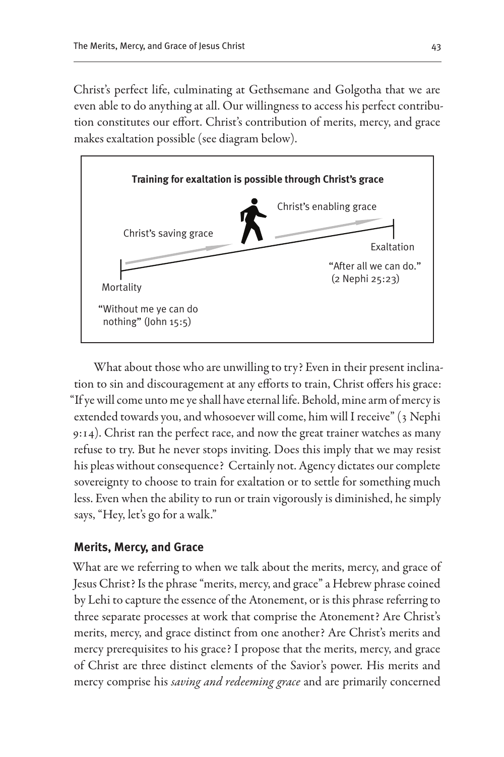Christ's perfect life, culminating at Gethsemane and Golgotha that we are even able to do anything at all. Our willingness to access his perfect contribution constitutes our effort. Christ's contribution of merits, mercy, and grace makes exaltation possible (see diagram below).

**Training for exaltation is possible through Christ's grace**

Christ's saving grace

Christ's enabling grace

Mortality

Exaltation

"Without me ye can do nothing" (John 15:5)

"After all we can do." (2 Nephi 25:23)

What about those who are unwilling to try? Even in their present inclination to sin and discouragement at any efforts to train, Christ offers his grace: "If ye will come unto me ye shall have eternal life. Behold, mine arm of mercy is extended towards you, and whosoever will come, him will I receive" (3 Nephi 9:14). Christ ran the perfect race, and now the great trainer watches as many refuse to try. But he never stops inviting. Does this imply that we may resist his pleas without consequence? Certainly not. Agency dictates our complete sovereignty to choose to train for exaltation or to settle for something much less. Even when the ability to run or train vigorously is diminished, he simply says, "Hey, let's go for a walk."

## Merits, Mercy, and Grace

What are we referring to when we talk about the merits, mercy, and grace of Jesus Christ? Is the phrase "merits, mercy, and grace" a Hebrew phrase coined by Lehi to capture the essence of the Atonement, or is this phrase referring to three separate processes at work that comprise the Atonement? Are Christ's merits, mercy, and grace distinct from one another? Are Christ's merits and mercy prerequisites to his grace? I propose that the merits, mercy, and grace of Christ are three distinct elements of the Savior's power. His merits and mercy comprise his *saving and redeeming grace* and are primarily concerned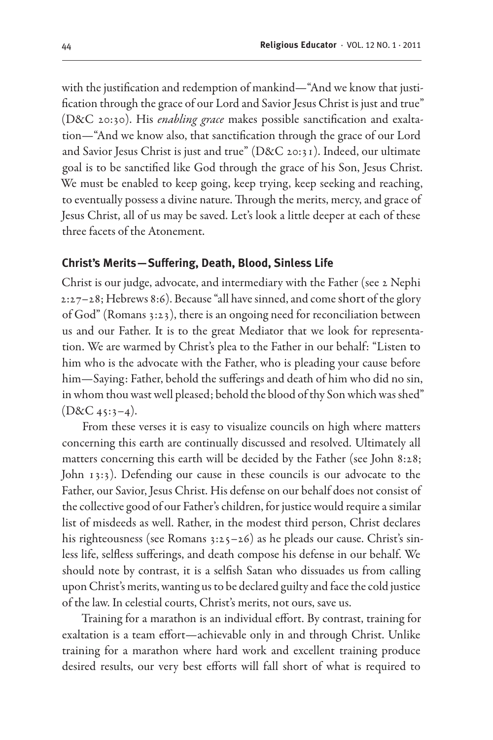with the justification and redemption of mankind—"And we know that justification through the grace of our Lord and Savior Jesus Christ is just and true" (D&C 20:30). His *enabling grace* makes possible sanctification and exaltation—"And we know also, that sanctification through the grace of our Lord and Savior Jesus Christ is just and true" (D&C 20:31). Indeed, our ultimate goal is to be sanctified like God through the grace of his Son, Jesus Christ. We must be enabled to keep going, keep trying, keep seeking and reaching, to eventually possess a divine nature. Through the merits, mercy, and grace of Jesus Christ, all of us may be saved. Let's look a little deeper at each of these three facets of the Atonement.

## Christ's Merits—Suffering, Death, Blood, Sinless Life

Christ is our judge, advocate, and intermediary with the Father (see 2 Nephi 2:27–28; Hebrews 8:6). Because "all have sinned, and come short of the glory of God" (Romans 3:23), there is an ongoing need for reconciliation between us and our Father. It is to the great Mediator that we look for representation. We are warmed by Christ's plea to the Father in our behalf: "Listen to him who is the advocate with the Father, who is pleading your cause before him—Saying: Father, behold the sufferings and death of him who did no sin, in whom thou wast well pleased; behold the blood of thy Son which was shed" (D&C 45:3–4).

From these verses it is easy to visualize councils on high where matters concerning this earth are continually discussed and resolved. Ultimately all matters concerning this earth will be decided by the Father (see John 8:28; John 13:3). Defending our cause in these councils is our advocate to the Father, our Savior, Jesus Christ. His defense on our behalf does not consist of the collective good of our Father's children, for justice would require a similar list of misdeeds as well. Rather, in the modest third person, Christ declares his righteousness (see Romans 3:25–26) as he pleads our cause. Christ's sinless life, selfless sufferings, and death compose his defense in our behalf. We should note by contrast, it is a selfish Satan who dissuades us from calling upon Christ's merits, wanting us to be declared guilty and face the cold justice of the law. In celestial courts, Christ's merits, not ours, save us.

Training for a marathon is an individual effort. By contrast, training for exaltation is a team effort—achievable only in and through Christ. Unlike training for a marathon where hard work and excellent training produce desired results, our very best efforts will fall short of what is required to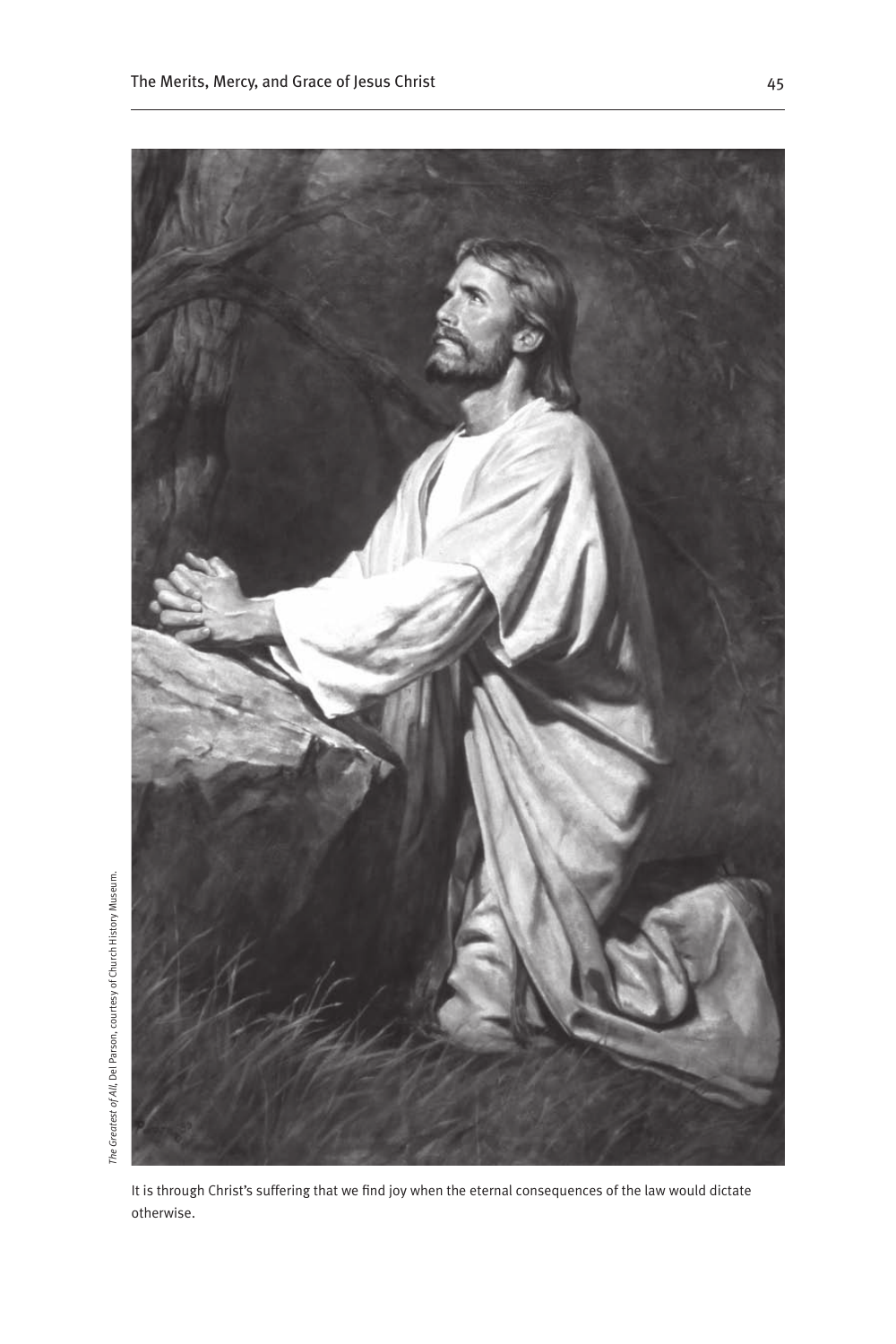*The Greatest of All*, Del Parson, courtesy of Church History Museum.

It is through Christ's suffering that we find joy when the eternal consequences of the law would dictate otherwise.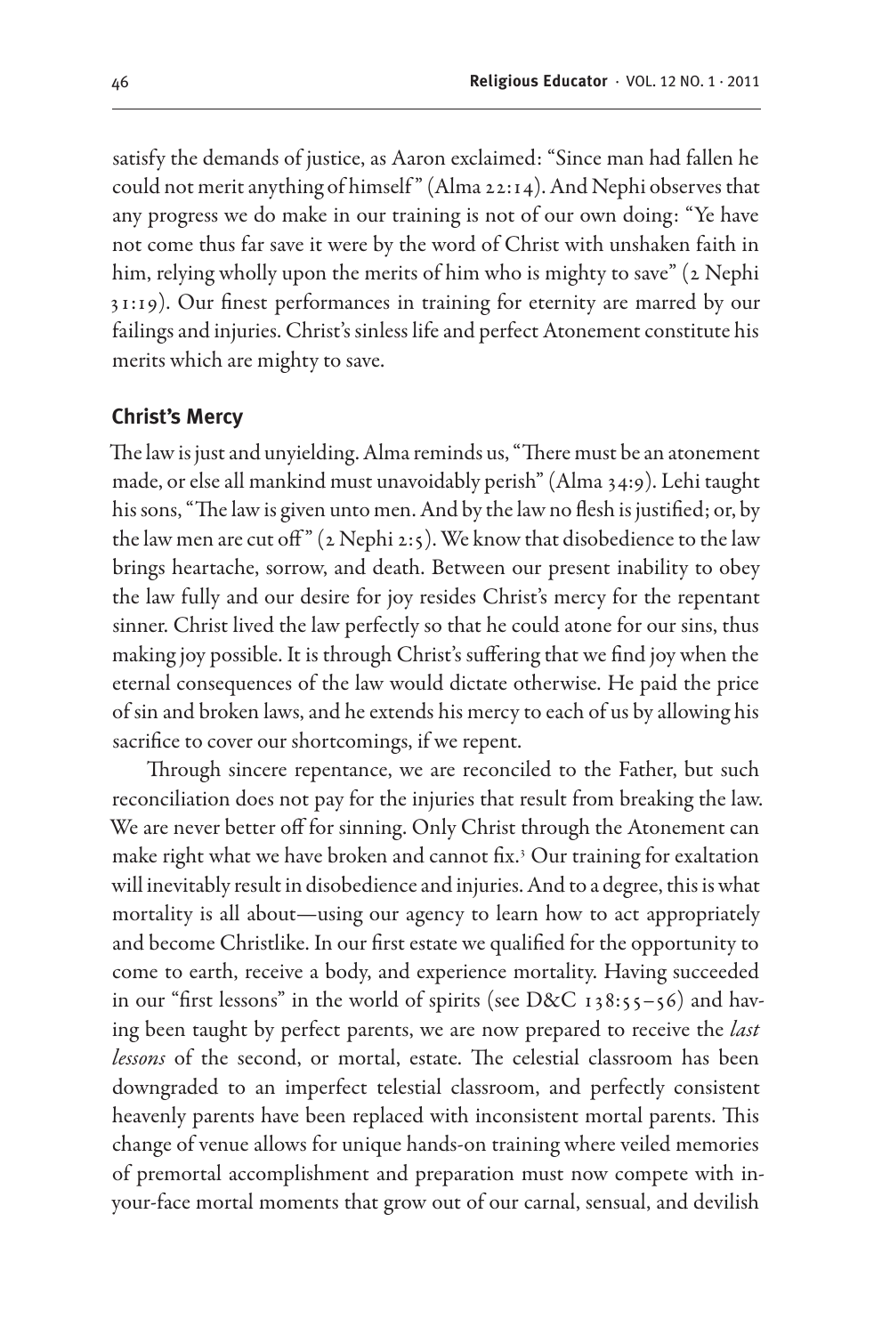satisfy the demands of justice, as Aaron exclaimed: "Since man had fallen he could not merit anything of himself" (Alma 22:14). And Nephi observes that any progress we do make in our training is not of our own doing: "Ye have not come thus far save it were by the word of Christ with unshaken faith in him, relying wholly upon the merits of him who is mighty to save" (2 Nephi 31:19). Our finest performances in training for eternity are marred by our failings and injuries. Christ's sinless life and perfect Atonement constitute his merits which are mighty to save.

## Christ's Mercy

The law is just and unyielding. Alma reminds us, "There must be an atonement made, or else all mankind must unavoidably perish" (Alma 34:9). Lehi taught his sons, "The law is given unto men. And by the law no flesh is justified; or, by the law men are cut off" (2 Nephi 2:5). We know that disobedience to the law brings heartache, sorrow, and death. Between our present inability to obey the law fully and our desire for joy resides Christ's mercy for the repentant sinner. Christ lived the law perfectly so that he could atone for our sins, thus making joy possible. It is through Christ's suffering that we find joy when the eternal consequences of the law would dictate otherwise. He paid the price of sin and broken laws, and he extends his mercy to each of us by allowing his sacrifice to cover our shortcomings, if we repent.

Through sincere repentance, we are reconciled to the Father, but such reconciliation does not pay for the injuries that result from breaking the law. We are never better off for sinning. Only Christ through the Atonement can make right what we have broken and cannot fix.[3] Our training for exaltation will inevitably result in disobedience and injuries. And to a degree, this is what mortality is all about—using our agency to learn how to act appropriately and become Christlike. In our first estate we qualified for the opportunity to come to earth, receive a body, and experience mortality. Having succeeded in our "first lessons" in the world of spirits (see D&C 138:55–56) and having been taught by perfect parents, we are now prepared to receive the *last lessons* of the second, or mortal, estate. The celestial classroom has been downgraded to an imperfect telestial classroom, and perfectly consistent heavenly parents have been replaced with inconsistent mortal parents. This change of venue allows for unique hands-on training where veiled memories of premortal accomplishment and preparation must now compete with in-your-face mortal moments that grow out of our carnal, sensual, and devilish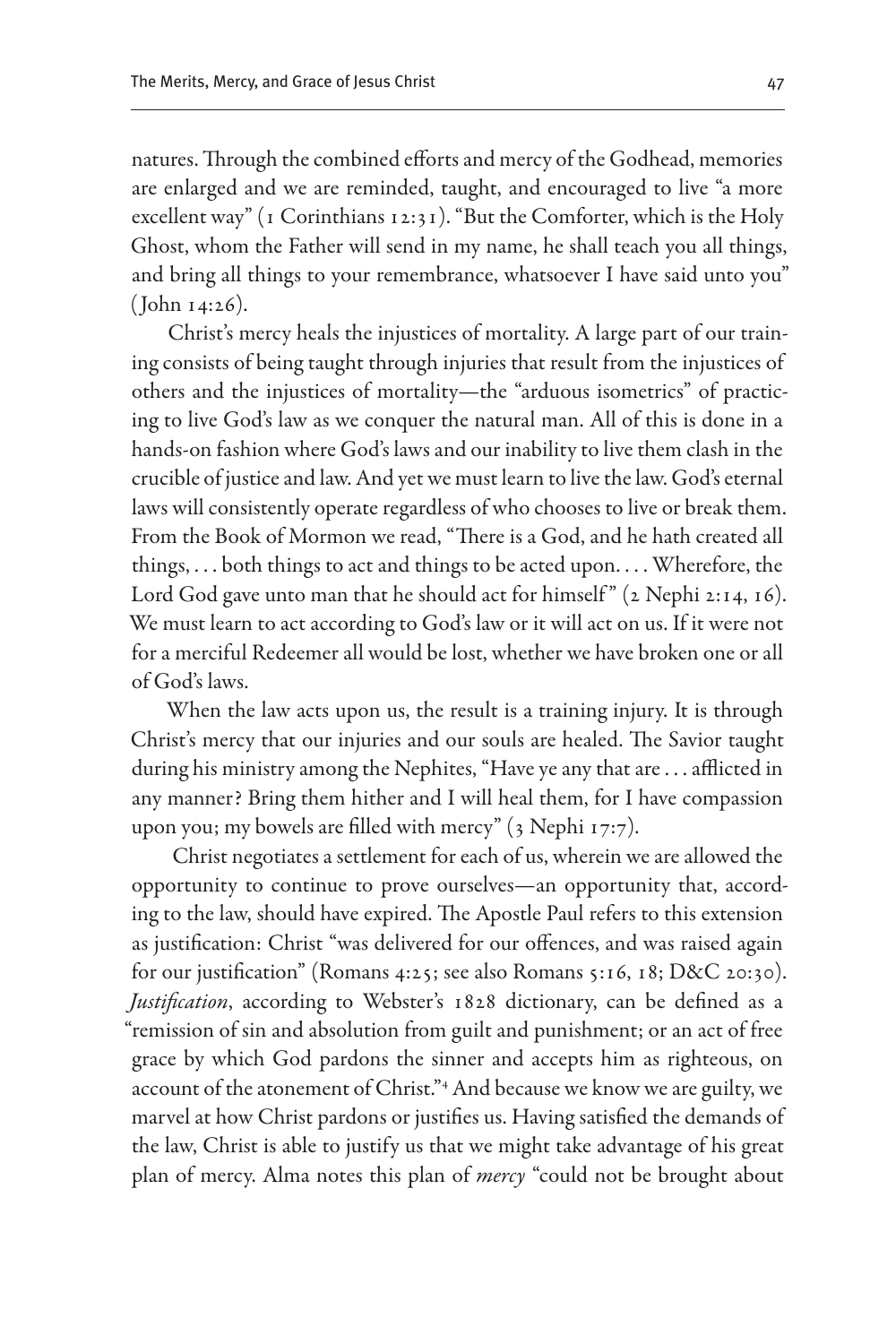natures. Through the combined efforts and mercy of the Godhead, memories are enlarged and we are reminded, taught, and encouraged to live "a more excellent way" (1 Corinthians 12:31). "But the Comforter, which is the Holy Ghost, whom the Father will send in my name, he shall teach you all things, and bring all things to your remembrance, whatsoever I have said unto you" (John 14:26).

Christ's mercy heals the injustices of mortality. A large part of our training consists of being taught through injuries that result from the injustices of others and the injustices of mortality—the "arduous isometrics" of practicing to live God's law as we conquer the natural man. All of this is done in a hands-on fashion where God's laws and our inability to live them clash in the crucible of justice and law. And yet we must learn to live the law. God's eternal laws will consistently operate regardless of who chooses to live or break them. From the Book of Mormon we read, "There is a God, and he hath created all things, . . . both things to act and things to be acted upon. . . . Wherefore, the Lord God gave unto man that he should act for himself" (2 Nephi 2:14, 16). We must learn to act according to God's law or it will act on us. If it were not for a merciful Redeemer all would be lost, whether we have broken one or all of God's laws.

When the law acts upon us, the result is a training injury. It is through Christ's mercy that our injuries and our souls are healed. The Savior taught during his ministry among the Nephites, "Have ye any that are . . . afflicted in any manner? Bring them hither and I will heal them, for I have compassion upon you; my bowels are filled with mercy" (3 Nephi 17:7).

Christ negotiates a settlement for each of us, wherein we are allowed the opportunity to continue to prove ourselves—an opportunity that, according to the law, should have expired. The Apostle Paul refers to this extension as justification: Christ "was delivered for our offences, and was raised again for our justification" (Romans 4:25; see also Romans 5:16, 18; D&C 20:30). *Justification*, according to Webster's 1828 dictionary, can be defined as a "remission of sin and absolution from guilt and punishment; or an act of free grace by which God pardons the sinner and accepts him as righteous, on account of the atonement of Christ."[4] And because we know we are guilty, we marvel at how Christ pardons or justifies us. Having satisfied the demands of the law, Christ is able to justify us that we might take advantage of his great plan of mercy. Alma notes this plan of *mercy* "could not be brought about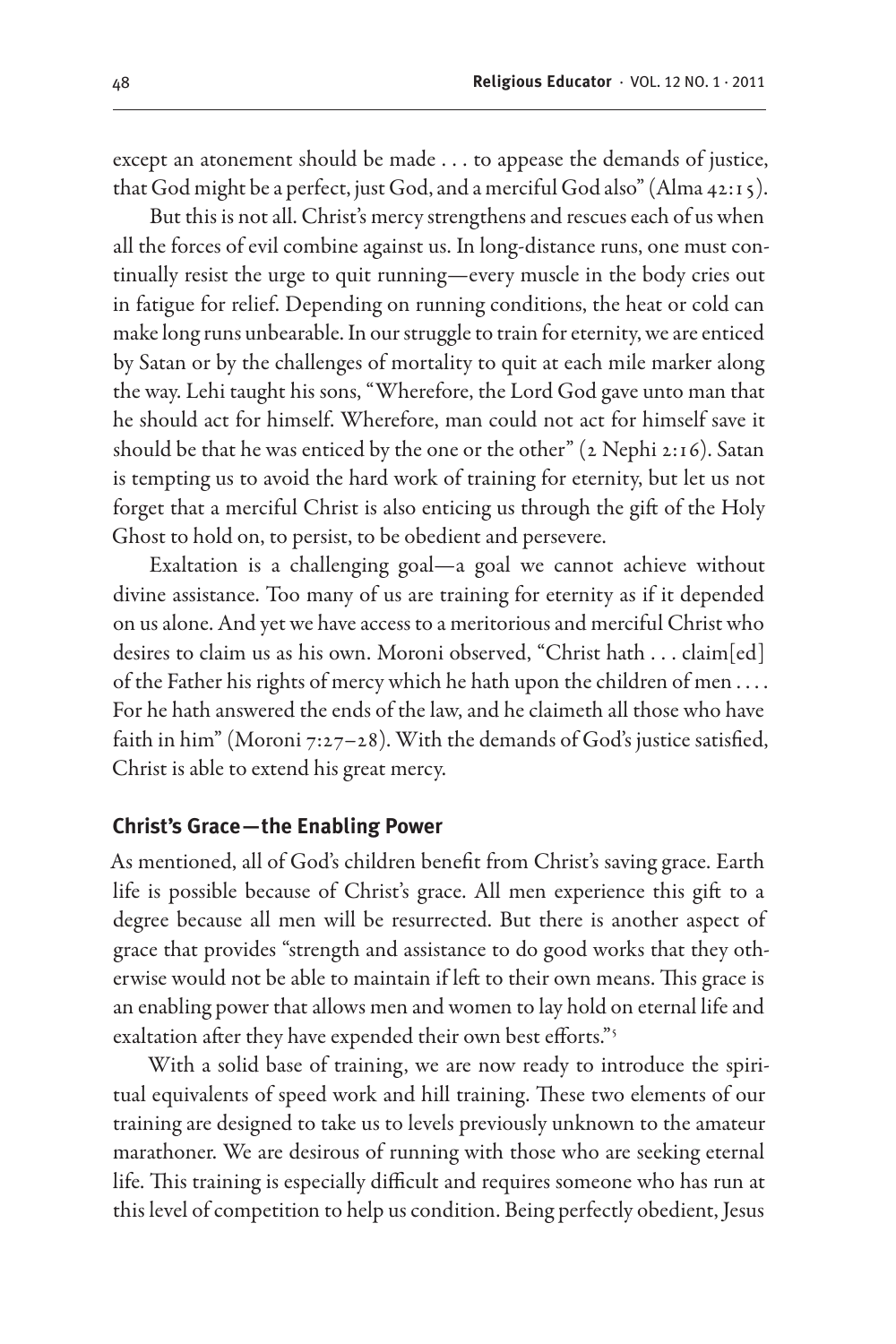except an atonement should be made . . . to appease the demands of justice, that God might be a perfect, just God, and a merciful God also" (Alma 42:15).

But this is not all. Christ's mercy strengthens and rescues each of us when all the forces of evil combine against us. In long-distance runs, one must continually resist the urge to quit running—every muscle in the body cries out in fatigue for relief. Depending on running conditions, the heat or cold can make long runs unbearable. In our struggle to train for eternity, we are enticed by Satan or by the challenges of mortality to quit at each mile marker along the way. Lehi taught his sons, "Wherefore, the Lord God gave unto man that he should act for himself. Wherefore, man could not act for himself save it should be that he was enticed by the one or the other" (2 Nephi 2:16). Satan is tempting us to avoid the hard work of training for eternity, but let us not forget that a merciful Christ is also enticing us through the gift of the Holy Ghost to hold on, to persist, to be obedient and persevere.

Exaltation is a challenging goal—a goal we cannot achieve without divine assistance. Too many of us are training for eternity as if it depended on us alone. And yet we have access to a meritorious and merciful Christ who desires to claim us as his own. Moroni observed, "Christ hath . . . claim[ed] of the Father his rights of mercy which he hath upon the children of men . . . . For he hath answered the ends of the law, and he claimeth all those who have faith in him" (Moroni 7:27–28). With the demands of God's justice satisfied, Christ is able to extend his great mercy.

## Christ's Grace—the Enabling Power

As mentioned, all of God's children benefit from Christ's saving grace. Earth life is possible because of Christ's grace. All men experience this gift to a degree because all men will be resurrected. But there is another aspect of grace that provides "strength and assistance to do good works that they otherwise would not be able to maintain if left to their own means. This grace is an enabling power that allows men and women to lay hold on eternal life and exaltation after they have expended their own best efforts."[5]

With a solid base of training, we are now ready to introduce the spiritual equivalents of speed work and hill training. These two elements of our training are designed to take us to levels previously unknown to the amateur marathoner. We are desirous of running with those who are seeking eternal life. This training is especially difficult and requires someone who has run at this level of competition to help us condition. Being perfectly obedient, Jesus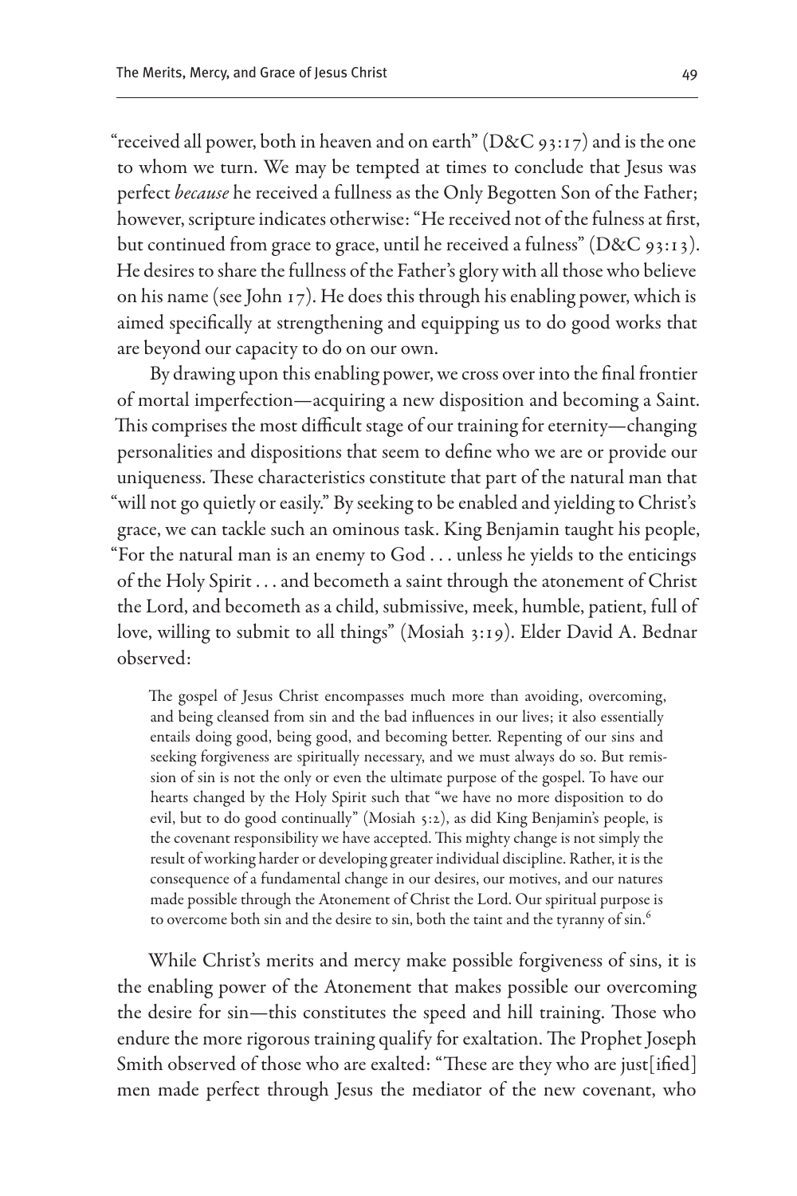"received all power, both in heaven and on earth" (D&C 93:17) and is the one to whom we turn. We may be tempted at times to conclude that Jesus was perfect *because* he received a fullness as the Only Begotten Son of the Father; however, scripture indicates otherwise: "He received not of the fulness at first, but continued from grace to grace, until he received a fulness" (D&C 93:13). He desires to share the fullness of the Father's glory with all those who believe on his name (see John 17). He does this through his enabling power, which is aimed specifically at strengthening and equipping us to do good works that are beyond our capacity to do on our own.

By drawing upon this enabling power, we cross over into the final frontier of mortal imperfection—acquiring a new disposition and becoming a Saint. This comprises the most difficult stage of our training for eternity—changing personalities and dispositions that seem to define who we are or provide our uniqueness. These characteristics constitute that part of the natural man that "will not go quietly or easily." By seeking to be enabled and yielding to Christ's grace, we can tackle such an ominous task. King Benjamin taught his people, "For the natural man is an enemy to God . . . unless he yields to the enticings of the Holy Spirit . . . and becometh a saint through the atonement of Christ the Lord, and becometh as a child, submissive, meek, humble, patient, full of love, willing to submit to all things" (Mosiah 3:19). Elder David A. Bednar observed:

> The gospel of Jesus Christ encompasses much more than avoiding, overcoming, and being cleansed from sin and the bad influences in our lives; it also essentially entails doing good, being good, and becoming better. Repenting of our sins and seeking forgiveness are spiritually necessary, and we must always do so. But remission of sin is not the only or even the ultimate purpose of the gospel. To have our hearts changed by the Holy Spirit such that "we have no more disposition to do evil, but to do good continually" (Mosiah 5:2), as did King Benjamin's people, is the covenant responsibility we have accepted. This mighty change is not simply the result of working harder or developing greater individual discipline. Rather, it is the consequence of a fundamental change in our desires, our motives, and our natures made possible through the Atonement of Christ the Lord. Our spiritual purpose is to overcome both sin and the desire to sin, both the taint and the tyranny of sin.[6]

While Christ's merits and mercy make possible forgiveness of sins, it is the enabling power of the Atonement that makes possible our overcoming the desire for sin—this constitutes the speed and hill training. Those who endure the more rigorous training qualify for exaltation. The Prophet Joseph Smith observed of those who are exalted: "These are they who are just[ified] men made perfect through Jesus the mediator of the new covenant, who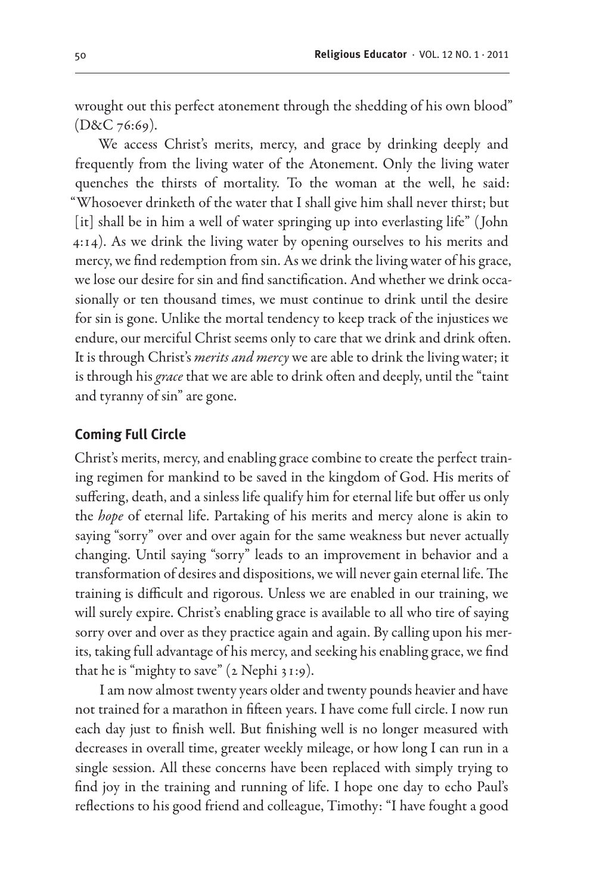wrought out this perfect atonement through the shedding of his own blood" (D&C 76:69).

We access Christ's merits, mercy, and grace by drinking deeply and frequently from the living water of the Atonement. Only the living water quenches the thirsts of mortality. To the woman at the well, he said: "Whosoever drinketh of the water that I shall give him shall never thirst; but [it] shall be in him a well of water springing up into everlasting life" (John 4:14). As we drink the living water by opening ourselves to his merits and mercy, we find redemption from sin. As we drink the living water of his grace, we lose our desire for sin and find sanctification. And whether we drink occasionally or ten thousand times, we must continue to drink until the desire for sin is gone. Unlike the mortal tendency to keep track of the injustices we endure, our merciful Christ seems only to care that we drink and drink often. It is through Christ's *merits and mercy* we are able to drink the living water; it is through his *grace* that we are able to drink often and deeply, until the "taint and tyranny of sin" are gone.

## Coming Full Circle

Christ's merits, mercy, and enabling grace combine to create the perfect training regimen for mankind to be saved in the kingdom of God. His merits of suffering, death, and a sinless life qualify him for eternal life but offer us only the *hope* of eternal life. Partaking of his merits and mercy alone is akin to saying "sorry" over and over again for the same weakness but never actually changing. Until saying "sorry" leads to an improvement in behavior and a transformation of desires and dispositions, we will never gain eternal life. The training is difficult and rigorous. Unless we are enabled in our training, we will surely expire. Christ's enabling grace is available to all who tire of saying sorry over and over as they practice again and again. By calling upon his merits, taking full advantage of his mercy, and seeking his enabling grace, we find that he is "mighty to save" (2 Nephi 31:9).

I am now almost twenty years older and twenty pounds heavier and have not trained for a marathon in fifteen years. I have come full circle. I now run each day just to finish well. But finishing well is no longer measured with decreases in overall time, greater weekly mileage, or how long I can run in a single session. All these concerns have been replaced with simply trying to find joy in the training and running of life. I hope one day to echo Paul's reflections to his good friend and colleague, Timothy: "I have fought a good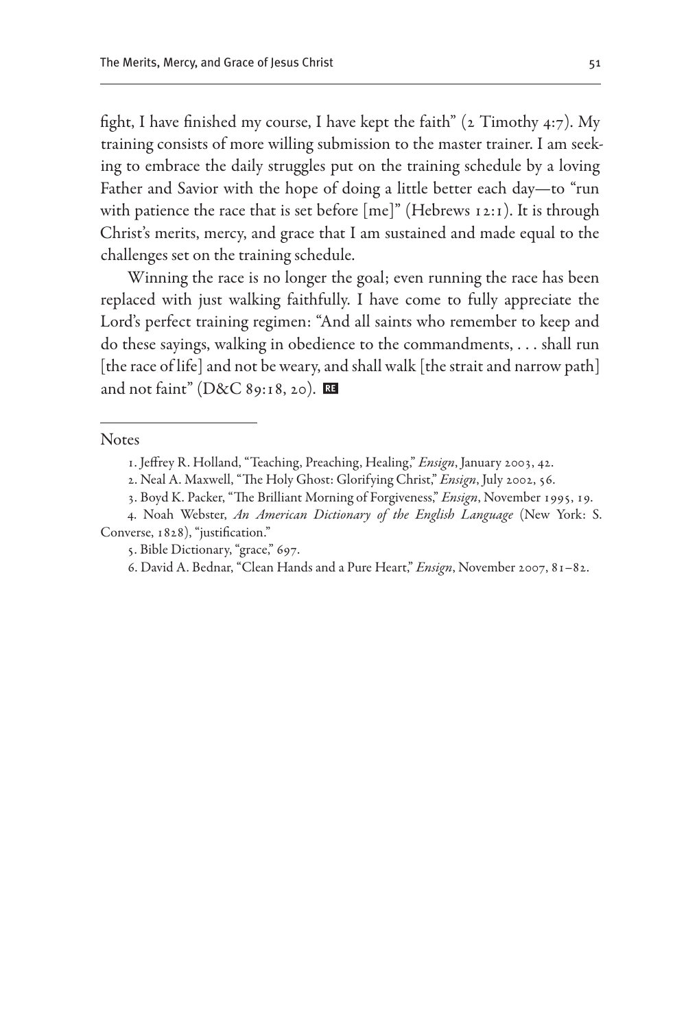fight, I have finished my course, I have kept the faith" (2 Timothy 4:7). My training consists of more willing submission to the master trainer. I am seeking to embrace the daily struggles put on the training schedule by a loving Father and Savior with the hope of doing a little better each day—to "run with patience the race that is set before [me]" (Hebrews 12:1). It is through Christ's merits, mercy, and grace that I am sustained and made equal to the challenges set on the training schedule.

Winning the race is no longer the goal; even running the race has been replaced with just walking faithfully. I have come to fully appreciate the Lord's perfect training regimen: "And all saints who remember to keep and do these sayings, walking in obedience to the commandments, . . . shall run [the race of life] and not be weary, and shall walk [the strait and narrow path] and not faint" (D&C 89:18, 20). RE

Notes

1. Jeffrey R. Holland, "Teaching, Preaching, Healing," *Ensign*, January 2003, 42.

2. Neal A. Maxwell, "The Holy Ghost: Glorifying Christ," *Ensign*, July 2002, 56.

3. Boyd K. Packer, "The Brilliant Morning of Forgiveness," *Ensign*, November 1995, 19.

4. Noah Webster, *An American Dictionary of the English Language* (New York: S. Converse, 1828), "justification."

5. Bible Dictionary, "grace," 697.

6. David A. Bednar, "Clean Hands and a Pure Heart," *Ensign*, November 2007, 81–82.